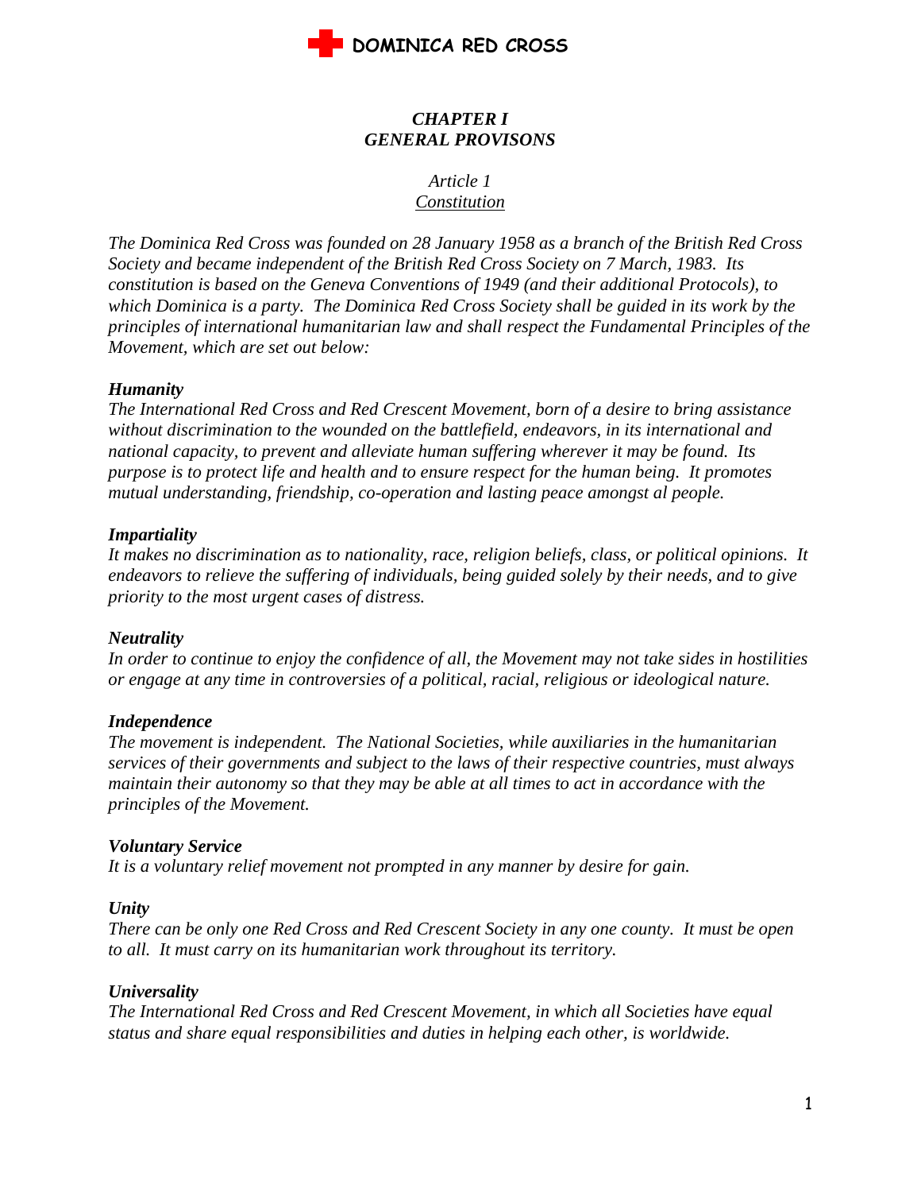# DOMINICA RED CROSS

## *CHAPTER I*
## *GENERAL PROVISONS*

### *Article 1*
### *Constitution*

*The Dominica Red Cross was founded on 28 January 1958 as a branch of the British Red Cross Society and became independent of the British Red Cross Society on 7 March, 1983. Its constitution is based on the Geneva Conventions of 1949 (and their additional Protocols), to which Dominica is a party. The Dominica Red Cross Society shall be guided in its work by the principles of international humanitarian law and shall respect the Fundamental Principles of the Movement, which are set out below:*

***Humanity***
*The International Red Cross and Red Crescent Movement, born of a desire to bring assistance without discrimination to the wounded on the battlefield, endeavors, in its international and national capacity, to prevent and alleviate human suffering wherever it may be found. Its purpose is to protect life and health and to ensure respect for the human being. It promotes mutual understanding, friendship, co-operation and lasting peace amongst al people.*

***Impartiality***
*It makes no discrimination as to nationality, race, religion beliefs, class, or political opinions. It endeavors to relieve the suffering of individuals, being guided solely by their needs, and to give priority to the most urgent cases of distress.*

***Neutrality***
*In order to continue to enjoy the confidence of all, the Movement may not take sides in hostilities or engage at any time in controversies of a political, racial, religious or ideological nature.*

***Independence***
*The movement is independent. The National Societies, while auxiliaries in the humanitarian services of their governments and subject to the laws of their respective countries, must always maintain their autonomy so that they may be able at all times to act in accordance with the principles of the Movement.*

***Voluntary Service***
*It is a voluntary relief movement not prompted in any manner by desire for gain.*

***Unity***
*There can be only one Red Cross and Red Crescent Society in any one county. It must be open to all. It must carry on its humanitarian work throughout its territory.*

***Universality***
*The International Red Cross and Red Crescent Movement, in which all Societies have equal status and share equal responsibilities and duties in helping each other, is worldwide.*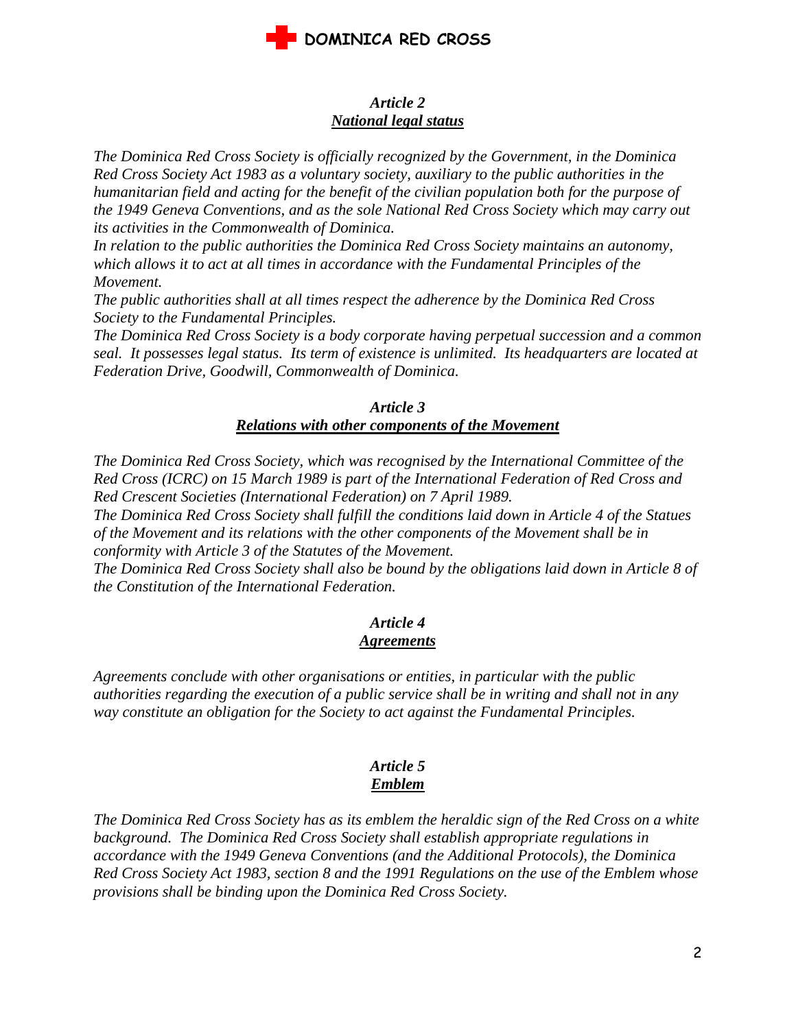### *Article 2*
### ***National legal status***

*The Dominica Red Cross Society is officially recognized by the Government, in the Dominica Red Cross Society Act 1983 as a voluntary society, auxiliary to the public authorities in the humanitarian field and acting for the benefit of the civilian population both for the purpose of the 1949 Geneva Conventions, and as the sole National Red Cross Society which may carry out its activities in the Commonwealth of Dominica.*

*In relation to the public authorities the Dominica Red Cross Society maintains an autonomy, which allows it to act at all times in accordance with the Fundamental Principles of the Movement.*

*The public authorities shall at all times respect the adherence by the Dominica Red Cross Society to the Fundamental Principles.*

*The Dominica Red Cross Society is a body corporate having perpetual succession and a common seal. It possesses legal status. Its term of existence is unlimited. Its headquarters are located at Federation Drive, Goodwill, Commonwealth of Dominica.*

### *Article 3*
### ***Relations with other components of the Movement***

*The Dominica Red Cross Society, which was recognised by the International Committee of the Red Cross (ICRC) on 15 March 1989 is part of the International Federation of Red Cross and Red Crescent Societies (International Federation) on 7 April 1989.*

*The Dominica Red Cross Society shall fulfill the conditions laid down in Article 4 of the Statues of the Movement and its relations with the other components of the Movement shall be in conformity with Article 3 of the Statutes of the Movement.*

*The Dominica Red Cross Society shall also be bound by the obligations laid down in Article 8 of the Constitution of the International Federation.*

### *Article 4*
### ***Agreements***

*Agreements conclude with other organisations or entities, in particular with the public authorities regarding the execution of a public service shall be in writing and shall not in any way constitute an obligation for the Society to act against the Fundamental Principles.*

### *Article 5*
### ***Emblem***

*The Dominica Red Cross Society has as its emblem the heraldic sign of the Red Cross on a white background. The Dominica Red Cross Society shall establish appropriate regulations in accordance with the 1949 Geneva Conventions (and the Additional Protocols), the Dominica Red Cross Society Act 1983, section 8 and the 1991 Regulations on the use of the Emblem whose provisions shall be binding upon the Dominica Red Cross Society.*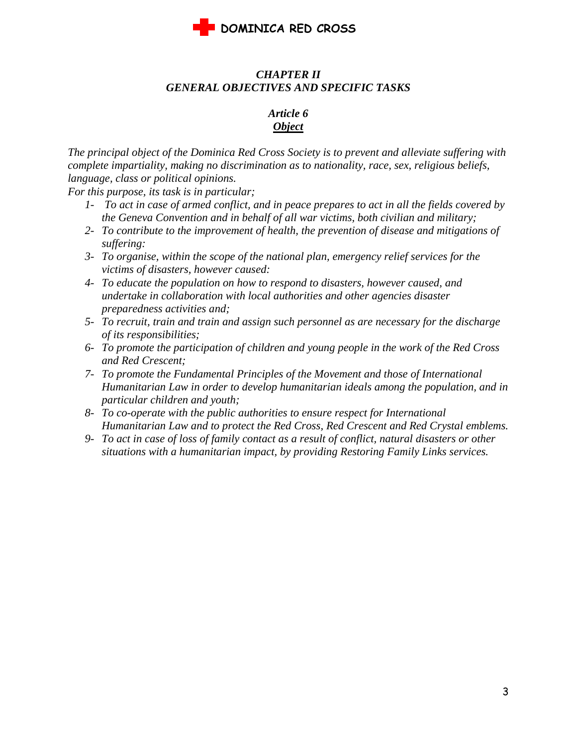## *CHAPTER II*
## *GENERAL OBJECTIVES AND SPECIFIC TASKS*

### *Article 6*
### ***Object***

*The principal object of the Dominica Red Cross Society is to prevent and alleviate suffering with complete impartiality, making no discrimination as to nationality, race, sex, religious beliefs, language, class or political opinions.*

*For this purpose, its task is in particular;*

1- *To act in case of armed conflict, and in peace prepares to act in all the fields covered by the Geneva Convention and in behalf of all war victims, both civilian and military;*
2- *To contribute to the improvement of health, the prevention of disease and mitigations of suffering:*
3- *To organise, within the scope of the national plan, emergency relief services for the victims of disasters, however caused:*
4- *To educate the population on how to respond to disasters, however caused, and undertake in collaboration with local authorities and other agencies disaster preparedness activities and;*
5- *To recruit, train and train and assign such personnel as are necessary for the discharge of its responsibilities;*
6- *To promote the participation of children and young people in the work of the Red Cross and Red Crescent;*
7- *To promote the Fundamental Principles of the Movement and those of International Humanitarian Law in order to develop humanitarian ideals among the population, and in particular children and youth;*
8- *To co-operate with the public authorities to ensure respect for International Humanitarian Law and to protect the Red Cross, Red Crescent and Red Crystal emblems.*
9- *To act in case of loss of family contact as a result of conflict, natural disasters or other situations with a humanitarian impact, by providing Restoring Family Links services.*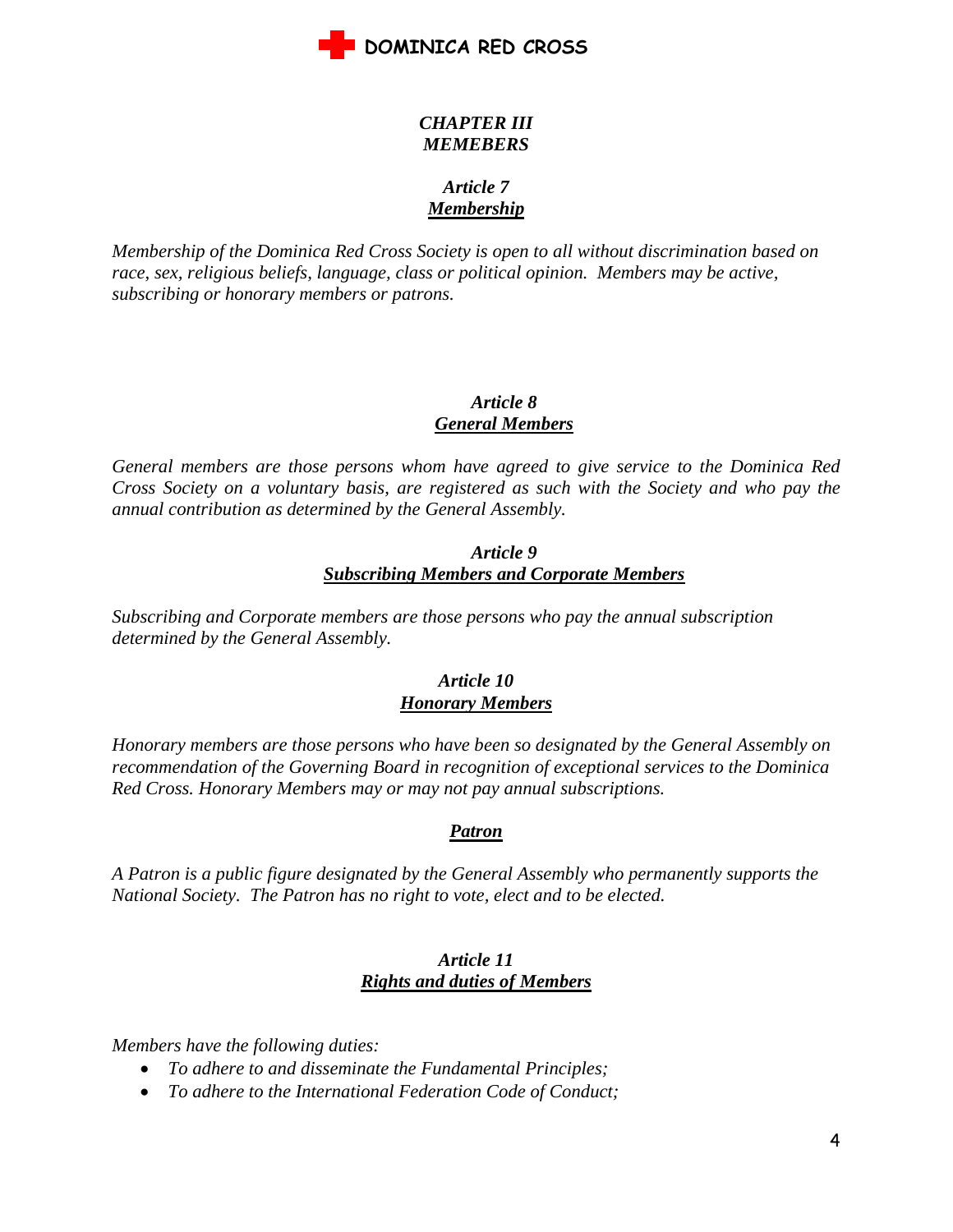## *CHAPTER III*
## *MEMEBERS*

### *Article 7*
### ***Membership***

*Membership of the Dominica Red Cross Society is open to all without discrimination based on race, sex, religious beliefs, language, class or political opinion. Members may be active, subscribing or honorary members or patrons.*

### *Article 8*
### ***General Members***

*General members are those persons whom have agreed to give service to the Dominica Red Cross Society on a voluntary basis, are registered as such with the Society and who pay the annual contribution as determined by the General Assembly.*

### *Article 9*
### ***Subscribing Members and Corporate Members***

*Subscribing and Corporate members are those persons who pay the annual subscription determined by the General Assembly.*

### *Article 10*
### ***Honorary Members***

*Honorary members are those persons who have been so designated by the General Assembly on recommendation of the Governing Board in recognition of exceptional services to the Dominica Red Cross. Honorary Members may or may not pay annual subscriptions.*

### ***Patron***

*A Patron is a public figure designated by the General Assembly who permanently supports the National Society. The Patron has no right to vote, elect and to be elected.*

### *Article 11*
### ***Rights and duties of Members***

*Members have the following duties:*

- *To adhere to and disseminate the Fundamental Principles;*
- *To adhere to the International Federation Code of Conduct;*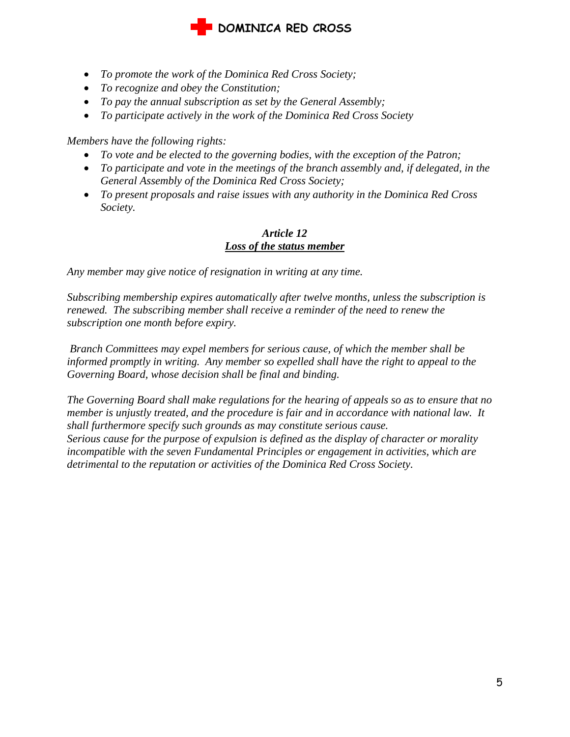- *To promote the work of the Dominica Red Cross Society;*
- *To recognize and obey the Constitution;*
- *To pay the annual subscription as set by the General Assembly;*
- *To participate actively in the work of the Dominica Red Cross Society*

*Members have the following rights:*

- *To vote and be elected to the governing bodies, with the exception of the Patron;*
- *To participate and vote in the meetings of the branch assembly and, if delegated, in the General Assembly of the Dominica Red Cross Society;*
- *To present proposals and raise issues with any authority in the Dominica Red Cross Society.*

### *Article 12*
### ***Loss of the status member***

*Any member may give notice of resignation in writing at any time.*

*Subscribing membership expires automatically after twelve months, unless the subscription is renewed. The subscribing member shall receive a reminder of the need to renew the subscription one month before expiry.*

*Branch Committees may expel members for serious cause, of which the member shall be informed promptly in writing. Any member so expelled shall have the right to appeal to the Governing Board, whose decision shall be final and binding.*

*The Governing Board shall make regulations for the hearing of appeals so as to ensure that no member is unjustly treated, and the procedure is fair and in accordance with national law. It shall furthermore specify such grounds as may constitute serious cause.*
*Serious cause for the purpose of expulsion is defined as the display of character or morality incompatible with the seven Fundamental Principles or engagement in activities, which are detrimental to the reputation or activities of the Dominica Red Cross Society.*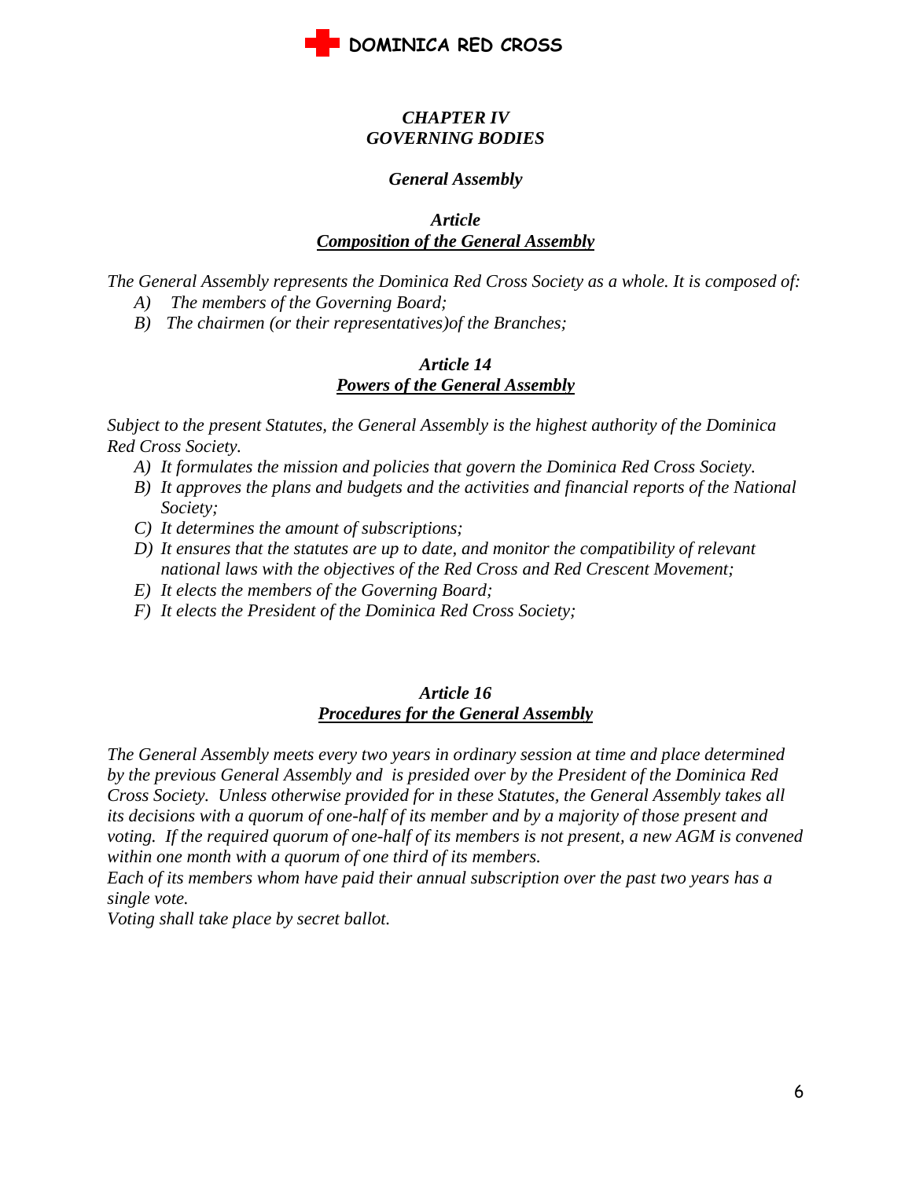# *CHAPTER IV*
# *GOVERNING BODIES*

## *General Assembly*

### *Article*
### ***Composition of the General Assembly***

*The General Assembly represents the Dominica Red Cross Society as a whole. It is composed of:*

- *A) The members of the Governing Board;*
- *B) The chairmen (or their representatives)of the Branches;*

### *Article 14*
### ***Powers of the General Assembly***

*Subject to the present Statutes, the General Assembly is the highest authority of the Dominica Red Cross Society.*

- *A) It formulates the mission and policies that govern the Dominica Red Cross Society.*
- *B) It approves the plans and budgets and the activities and financial reports of the National Society;*
- *C) It determines the amount of subscriptions;*
- *D) It ensures that the statutes are up to date, and monitor the compatibility of relevant national laws with the objectives of the Red Cross and Red Crescent Movement;*
- *E) It elects the members of the Governing Board;*
- *F) It elects the President of the Dominica Red Cross Society;*

### *Article 16*
### ***Procedures for the General Assembly***

*The General Assembly meets every two years in ordinary session at time and place determined by the previous General Assembly and is presided over by the President of the Dominica Red Cross Society. Unless otherwise provided for in these Statutes, the General Assembly takes all its decisions with a quorum of one-half of its member and by a majority of those present and voting. If the required quorum of one-half of its members is not present, a new AGM is convened within one month with a quorum of one third of its members.*

*Each of its members whom have paid their annual subscription over the past two years has a single vote.*

*Voting shall take place by secret ballot.*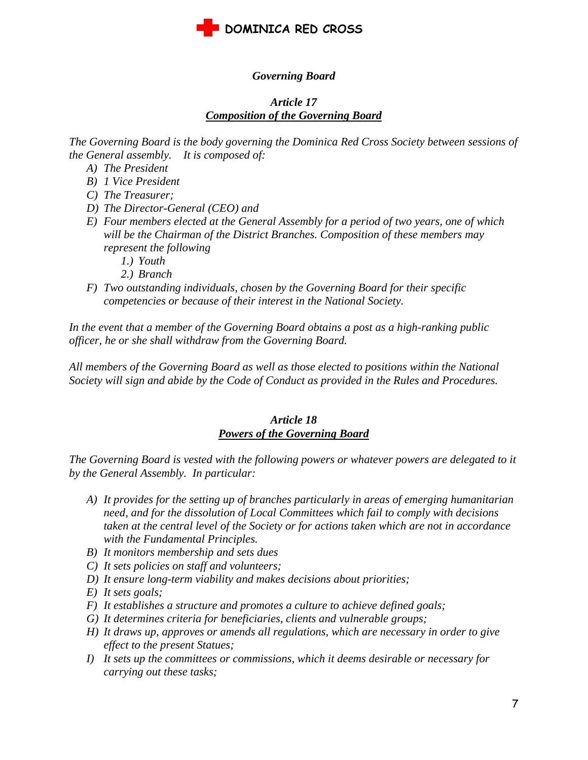*Governing Board*

### *Article 17*
### ***Composition of the Governing Board***

*The Governing Board is the body governing the Dominica Red Cross Society between sessions of the General assembly. It is composed of:*

- *A) The President*
- *B) 1 Vice President*
- *C) The Treasurer;*
- *D) The Director-General (CEO) and*
- *E) Four members elected at the General Assembly for a period of two years, one of which will be the Chairman of the District Branches. Composition of these members may represent the following*
  - *1.) Youth*
  - *2.) Branch*
- *F) Two outstanding individuals, chosen by the Governing Board for their specific competencies or because of their interest in the National Society.*

*In the event that a member of the Governing Board obtains a post as a high-ranking public officer, he or she shall withdraw from the Governing Board.*

*All members of the Governing Board as well as those elected to positions within the National Society will sign and abide by the Code of Conduct as provided in the Rules and Procedures.*

### *Article 18*
### ***Powers of the Governing Board***

*The Governing Board is vested with the following powers or whatever powers are delegated to it by the General Assembly. In particular:*

- *A) It provides for the setting up of branches particularly in areas of emerging humanitarian need, and for the dissolution of Local Committees which fail to comply with decisions taken at the central level of the Society or for actions taken which are not in accordance with the Fundamental Principles.*
- *B) It monitors membership and sets dues*
- *C) It sets policies on staff and volunteers;*
- *D) It ensure long-term viability and makes decisions about priorities;*
- *E) It sets goals;*
- *F) It establishes a structure and promotes a culture to achieve defined goals;*
- *G) It determines criteria for beneficiaries, clients and vulnerable groups;*
- *H) It draws up, approves or amends all regulations, which are necessary in order to give effect to the present Statues;*
- *I) It sets up the committees or commissions, which it deems desirable or necessary for carrying out these tasks;*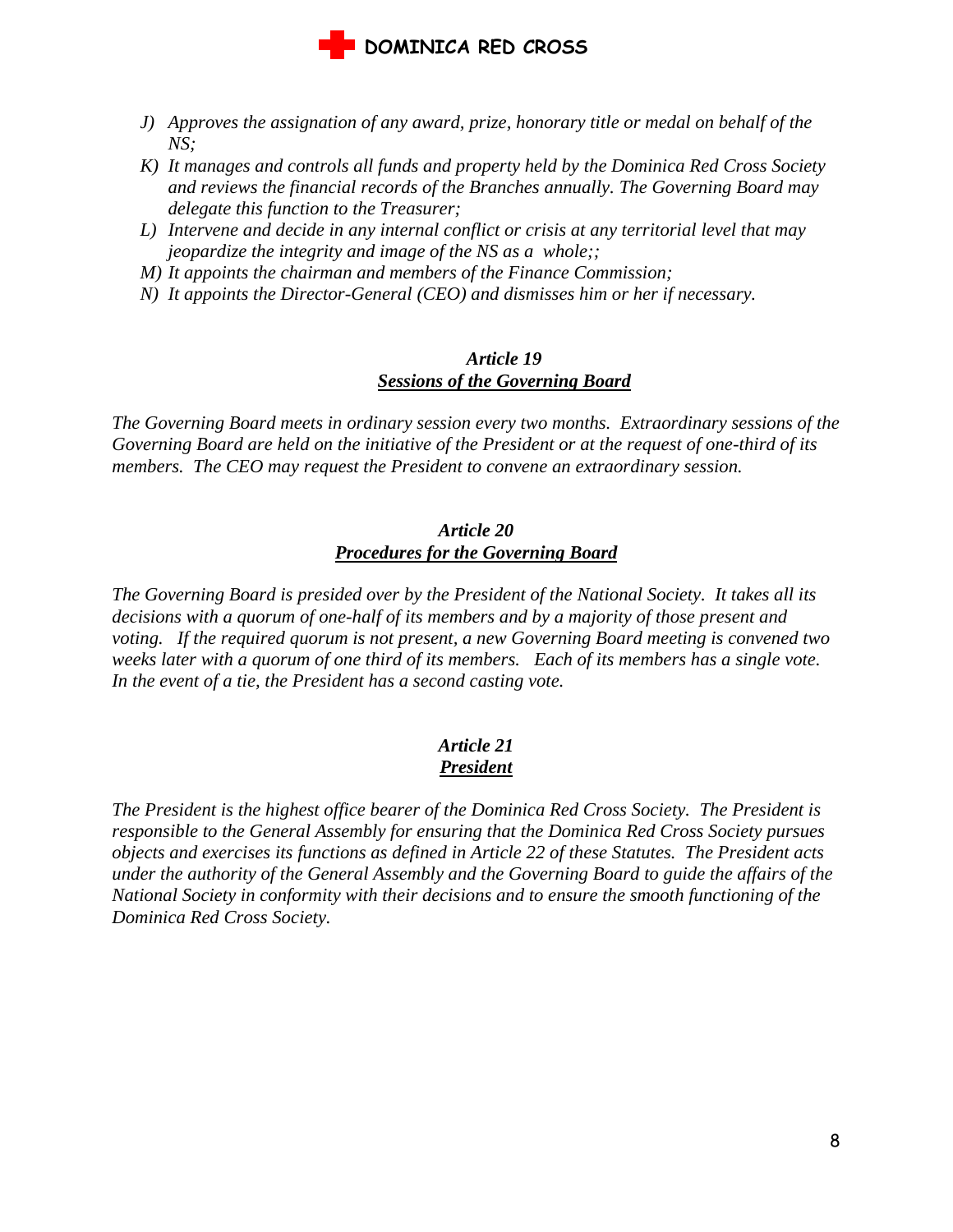*J) Approves the assignation of any award, prize, honorary title or medal on behalf of the NS;*

*K) It manages and controls all funds and property held by the Dominica Red Cross Society and reviews the financial records of the Branches annually. The Governing Board may delegate this function to the Treasurer;*

*L) Intervene and decide in any internal conflict or crisis at any territorial level that may jeopardize the integrity and image of the NS as a whole;;*

*M) It appoints the chairman and members of the Finance Commission;*

*N) It appoints the Director-General (CEO) and dismisses him or her if necessary.*

### *Article 19*
### ***Sessions of the Governing Board***

*The Governing Board meets in ordinary session every two months. Extraordinary sessions of the Governing Board are held on the initiative of the President or at the request of one-third of its members. The CEO may request the President to convene an extraordinary session.*

### *Article 20*
### ***Procedures for the Governing Board***

*The Governing Board is presided over by the President of the National Society. It takes all its decisions with a quorum of one-half of its members and by a majority of those present and voting. If the required quorum is not present, a new Governing Board meeting is convened two weeks later with a quorum of one third of its members. Each of its members has a single vote. In the event of a tie, the President has a second casting vote.*

### *Article 21*
### ***President***

*The President is the highest office bearer of the Dominica Red Cross Society. The President is responsible to the General Assembly for ensuring that the Dominica Red Cross Society pursues objects and exercises its functions as defined in Article 22 of these Statutes. The President acts under the authority of the General Assembly and the Governing Board to guide the affairs of the National Society in conformity with their decisions and to ensure the smooth functioning of the Dominica Red Cross Society.*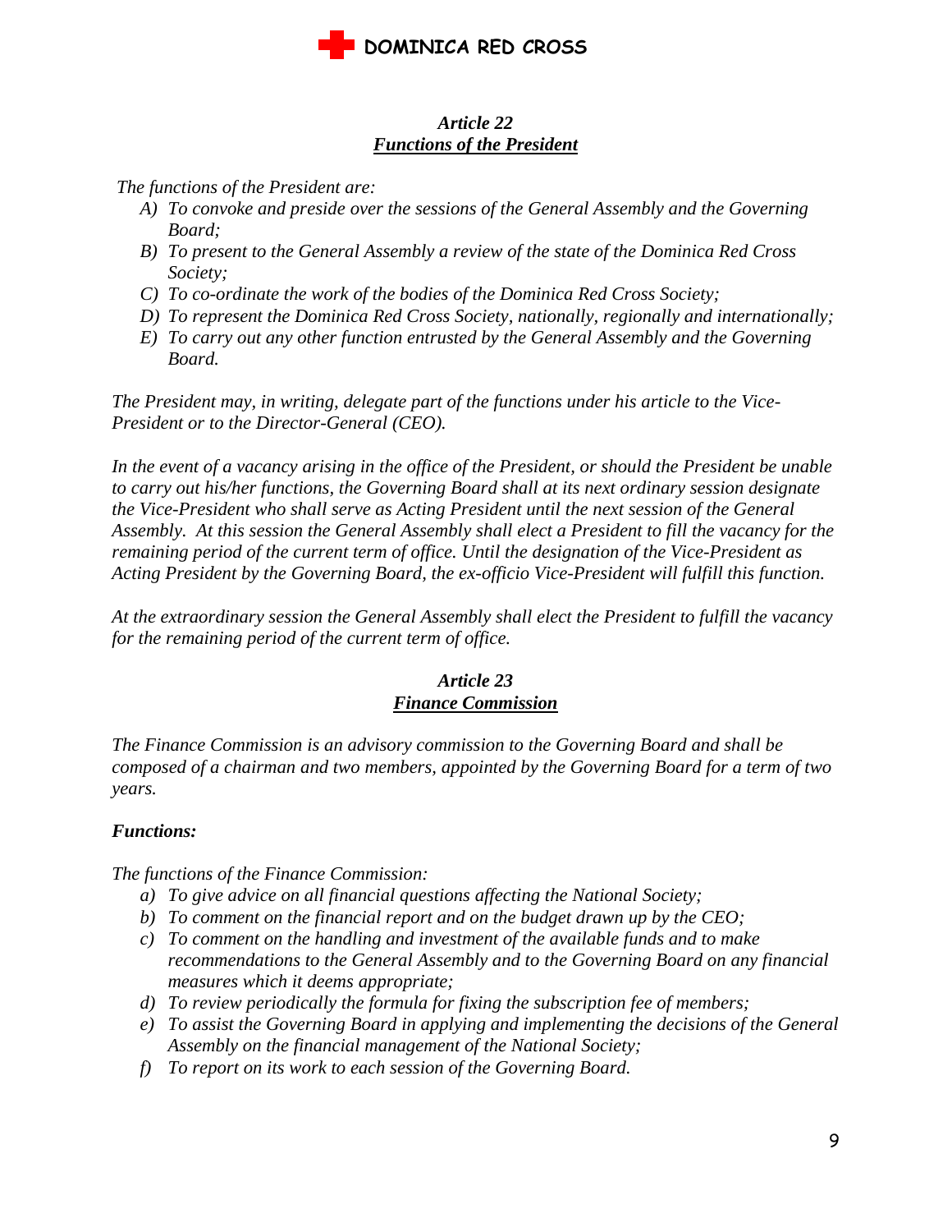### *Article 22*
### ***Functions of the President***

*The functions of the President are:*

- *A) To convoke and preside over the sessions of the General Assembly and the Governing Board;*
- *B) To present to the General Assembly a review of the state of the Dominica Red Cross Society;*
- *C) To co-ordinate the work of the bodies of the Dominica Red Cross Society;*
- *D) To represent the Dominica Red Cross Society, nationally, regionally and internationally;*
- *E) To carry out any other function entrusted by the General Assembly and the Governing Board.*

*The President may, in writing, delegate part of the functions under his article to the Vice-President or to the Director-General (CEO).*

*In the event of a vacancy arising in the office of the President, or should the President be unable to carry out his/her functions, the Governing Board shall at its next ordinary session designate the Vice-President who shall serve as Acting President until the next session of the General Assembly. At this session the General Assembly shall elect a President to fill the vacancy for the remaining period of the current term of office. Until the designation of the Vice-President as Acting President by the Governing Board, the ex-officio Vice-President will fulfill this function.*

*At the extraordinary session the General Assembly shall elect the President to fulfill the vacancy for the remaining period of the current term of office.*

### *Article 23*
### ***Finance Commission***

*The Finance Commission is an advisory commission to the Governing Board and shall be composed of a chairman and two members, appointed by the Governing Board for a term of two years.*

***Functions:***

*The functions of the Finance Commission:*

- *a) To give advice on all financial questions affecting the National Society;*
- *b) To comment on the financial report and on the budget drawn up by the CEO;*
- *c) To comment on the handling and investment of the available funds and to make recommendations to the General Assembly and to the Governing Board on any financial measures which it deems appropriate;*
- *d) To review periodically the formula for fixing the subscription fee of members;*
- *e) To assist the Governing Board in applying and implementing the decisions of the General Assembly on the financial management of the National Society;*
- *f) To report on its work to each session of the Governing Board.*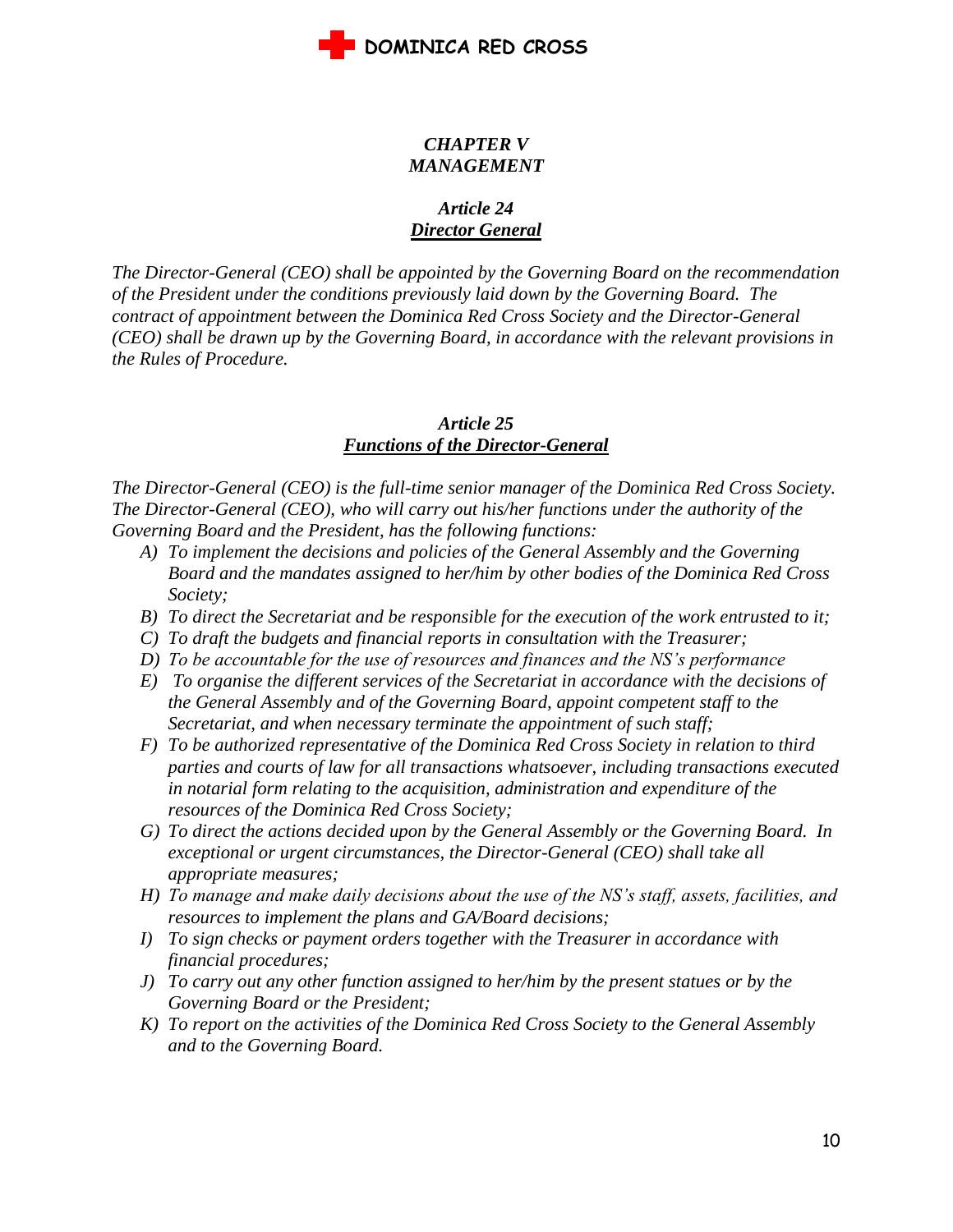## *CHAPTER V*
## *MANAGEMENT*

### *Article 24*
### ***Director General***

*The Director-General (CEO) shall be appointed by the Governing Board on the recommendation of the President under the conditions previously laid down by the Governing Board. The contract of appointment between the Dominica Red Cross Society and the Director-General (CEO) shall be drawn up by the Governing Board, in accordance with the relevant provisions in the Rules of Procedure.*

### *Article 25*
### ***Functions of the Director-General***

*The Director-General (CEO) is the full-time senior manager of the Dominica Red Cross Society. The Director-General (CEO), who will carry out his/her functions under the authority of the Governing Board and the President, has the following functions:*

- *A) To implement the decisions and policies of the General Assembly and the Governing Board and the mandates assigned to her/him by other bodies of the Dominica Red Cross Society;*
- *B) To direct the Secretariat and be responsible for the execution of the work entrusted to it;*
- *C) To draft the budgets and financial reports in consultation with the Treasurer;*
- *D) To be accountable for the use of resources and finances and the NS's performance*
- *E) To organise the different services of the Secretariat in accordance with the decisions of the General Assembly and of the Governing Board, appoint competent staff to the Secretariat, and when necessary terminate the appointment of such staff;*
- *F) To be authorized representative of the Dominica Red Cross Society in relation to third parties and courts of law for all transactions whatsoever, including transactions executed in notarial form relating to the acquisition, administration and expenditure of the resources of the Dominica Red Cross Society;*
- *G) To direct the actions decided upon by the General Assembly or the Governing Board. In exceptional or urgent circumstances, the Director-General (CEO) shall take all appropriate measures;*
- *H) To manage and make daily decisions about the use of the NS's staff, assets, facilities, and resources to implement the plans and GA/Board decisions;*
- *I) To sign checks or payment orders together with the Treasurer in accordance with financial procedures;*
- *J) To carry out any other function assigned to her/him by the present statues or by the Governing Board or the President;*
- *K) To report on the activities of the Dominica Red Cross Society to the General Assembly and to the Governing Board.*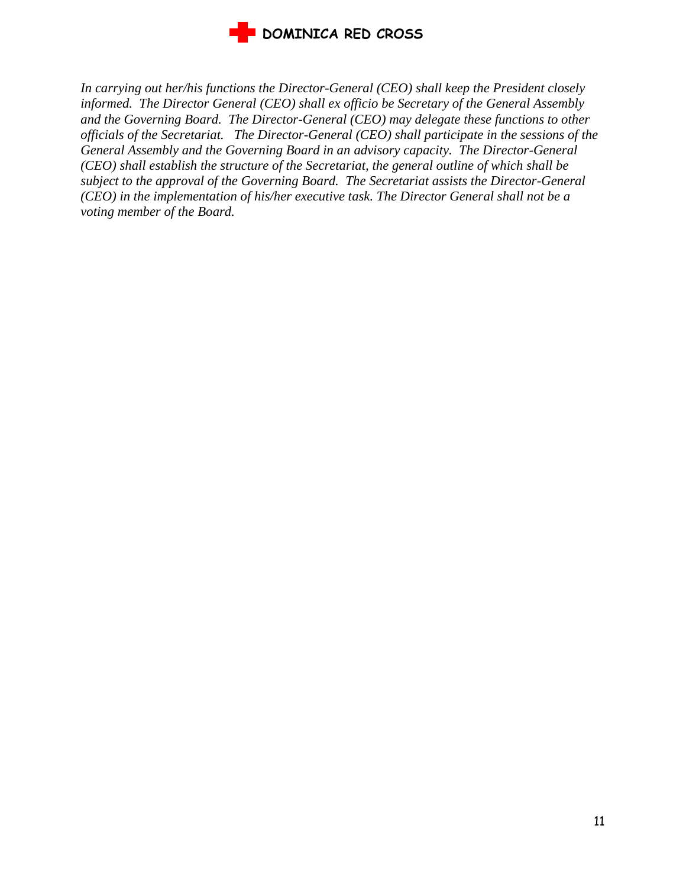*In carrying out her/his functions the Director-General (CEO) shall keep the President closely informed. The Director General (CEO) shall ex officio be Secretary of the General Assembly and the Governing Board. The Director-General (CEO) may delegate these functions to other officials of the Secretariat. The Director-General (CEO) shall participate in the sessions of the General Assembly and the Governing Board in an advisory capacity. The Director-General (CEO) shall establish the structure of the Secretariat, the general outline of which shall be subject to the approval of the Governing Board. The Secretariat assists the Director-General (CEO) in the implementation of his/her executive task. The Director General shall not be a voting member of the Board.*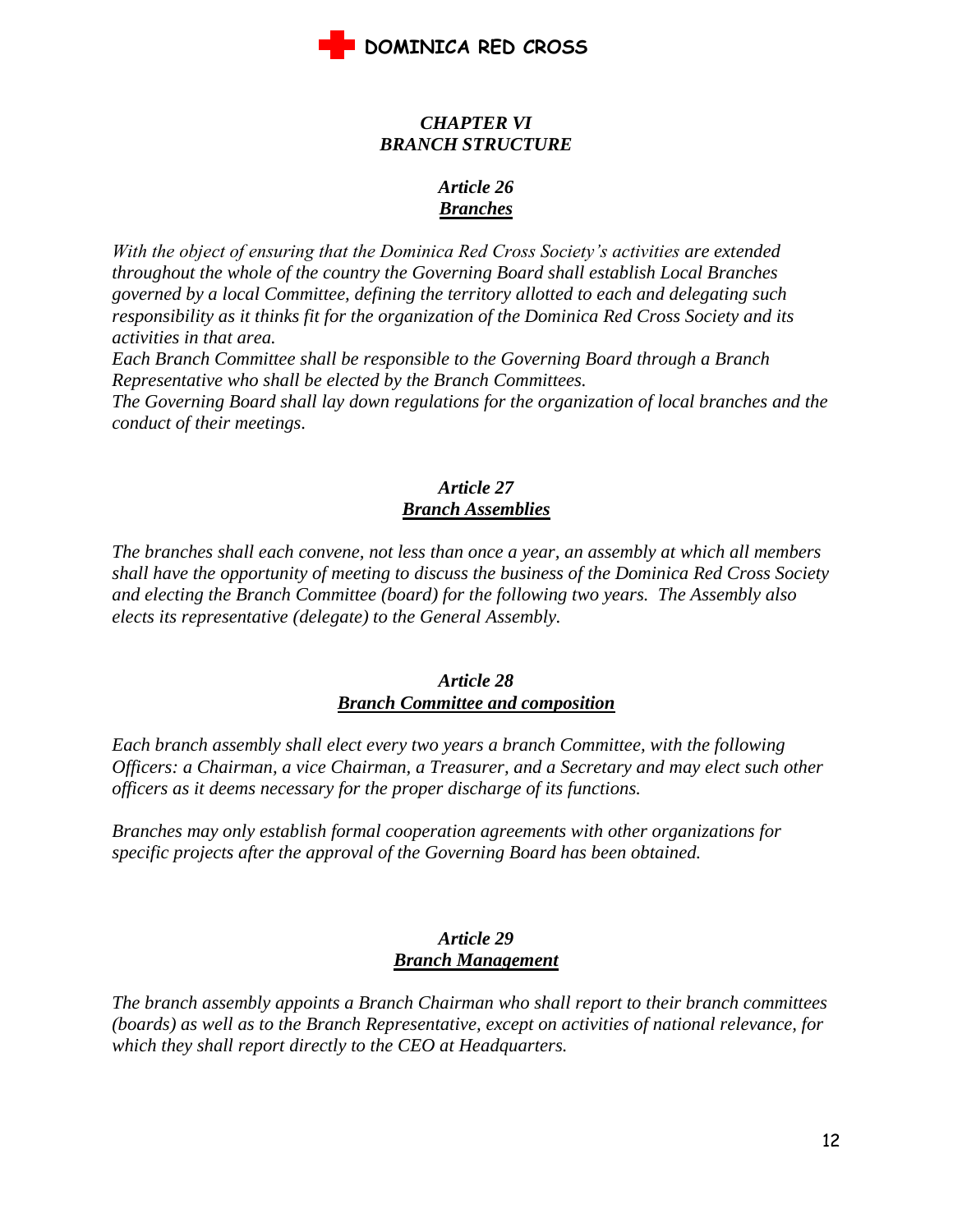## *CHAPTER VI*
## *BRANCH STRUCTURE*

### *Article 26*
### ***Branches***

*With the object of ensuring that the Dominica Red Cross Society's activities are extended throughout the whole of the country the Governing Board shall establish Local Branches governed by a local Committee, defining the territory allotted to each and delegating such responsibility as it thinks fit for the organization of the Dominica Red Cross Society and its activities in that area.*
*Each Branch Committee shall be responsible to the Governing Board through a Branch Representative who shall be elected by the Branch Committees.*
*The Governing Board shall lay down regulations for the organization of local branches and the conduct of their meetings.*

### *Article 27*
### ***Branch Assemblies***

*The branches shall each convene, not less than once a year, an assembly at which all members shall have the opportunity of meeting to discuss the business of the Dominica Red Cross Society and electing the Branch Committee (board) for the following two years. The Assembly also elects its representative (delegate) to the General Assembly.*

### *Article 28*
### ***Branch Committee and composition***

*Each branch assembly shall elect every two years a branch Committee, with the following Officers: a Chairman, a vice Chairman, a Treasurer, and a Secretary and may elect such other officers as it deems necessary for the proper discharge of its functions.*

*Branches may only establish formal cooperation agreements with other organizations for specific projects after the approval of the Governing Board has been obtained.*

### *Article 29*
### ***Branch Management***

*The branch assembly appoints a Branch Chairman who shall report to their branch committees (boards) as well as to the Branch Representative, except on activities of national relevance, for which they shall report directly to the CEO at Headquarters.*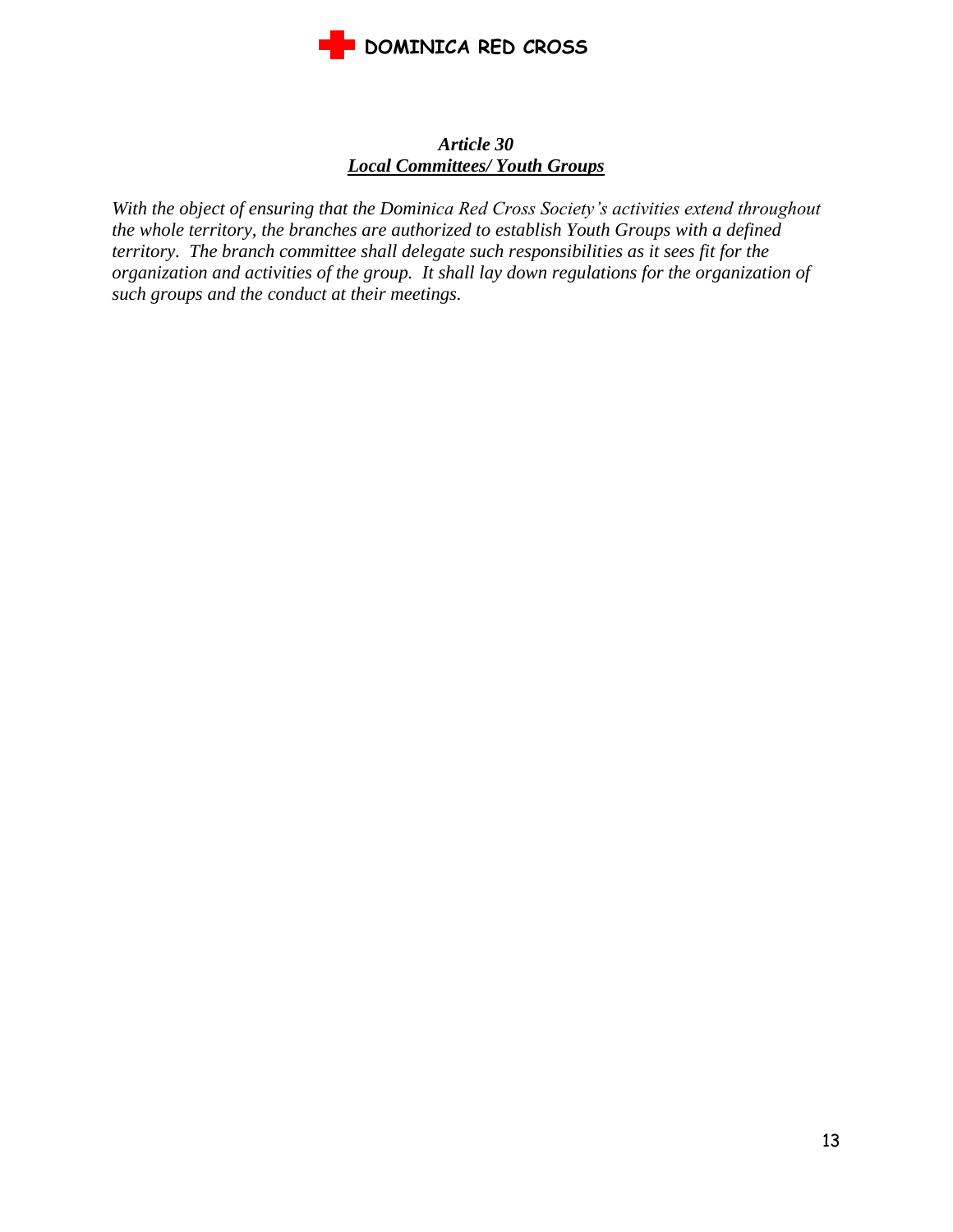### *Article 30*
### ***Local Committees/ Youth Groups***

*With the object of ensuring that the Dominica Red Cross Society's activities extend throughout the whole territory, the branches are authorized to establish Youth Groups with a defined territory. The branch committee shall delegate such responsibilities as it sees fit for the organization and activities of the group. It shall lay down regulations for the organization of such groups and the conduct at their meetings.*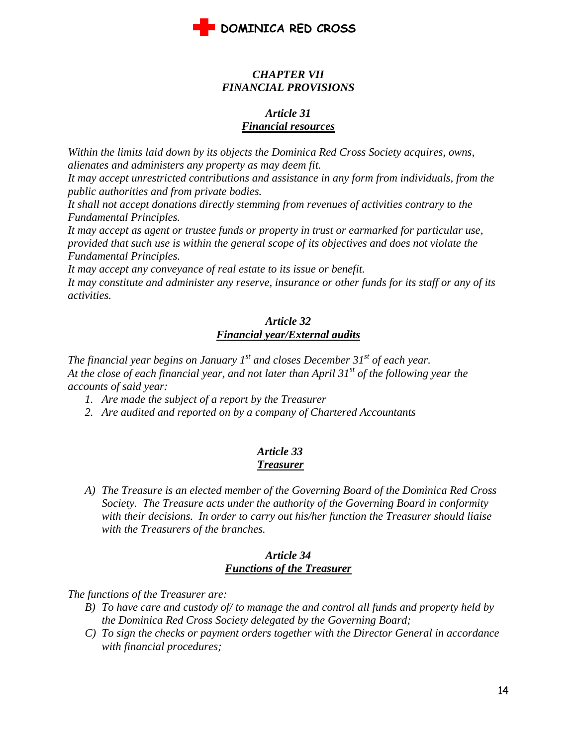## *CHAPTER VII*
## *FINANCIAL PROVISIONS*

### *Article 31*
### ***Financial resources***

*Within the limits laid down by its objects the Dominica Red Cross Society acquires, owns, alienates and administers any property as may deem fit.*

*It may accept unrestricted contributions and assistance in any form from individuals, from the public authorities and from private bodies.*

*It shall not accept donations directly stemming from revenues of activities contrary to the Fundamental Principles.*

*It may accept as agent or trustee funds or property in trust or earmarked for particular use, provided that such use is within the general scope of its objectives and does not violate the Fundamental Principles.*

*It may accept any conveyance of real estate to its issue or benefit.*

*It may constitute and administer any reserve, insurance or other funds for its staff or any of its activities.*

### *Article 32*
### ***Financial year/External audits***

*The financial year begins on January 1st and closes December 31st of each year.*
*At the close of each financial year, and not later than April 31st of the following year the accounts of said year:*

1. *Are made the subject of a report by the Treasurer*
2. *Are audited and reported on by a company of Chartered Accountants*

### *Article 33*
### ***Treasurer***

A) *The Treasure is an elected member of the Governing Board of the Dominica Red Cross Society. The Treasure acts under the authority of the Governing Board in conformity with their decisions. In order to carry out his/her function the Treasurer should liaise with the Treasurers of the branches.*

### *Article 34*
### ***Functions of the Treasurer***

*The functions of the Treasurer are:*

B) *To have care and custody of/ to manage the and control all funds and property held by the Dominica Red Cross Society delegated by the Governing Board;*
C) *To sign the checks or payment orders together with the Director General in accordance with financial procedures;*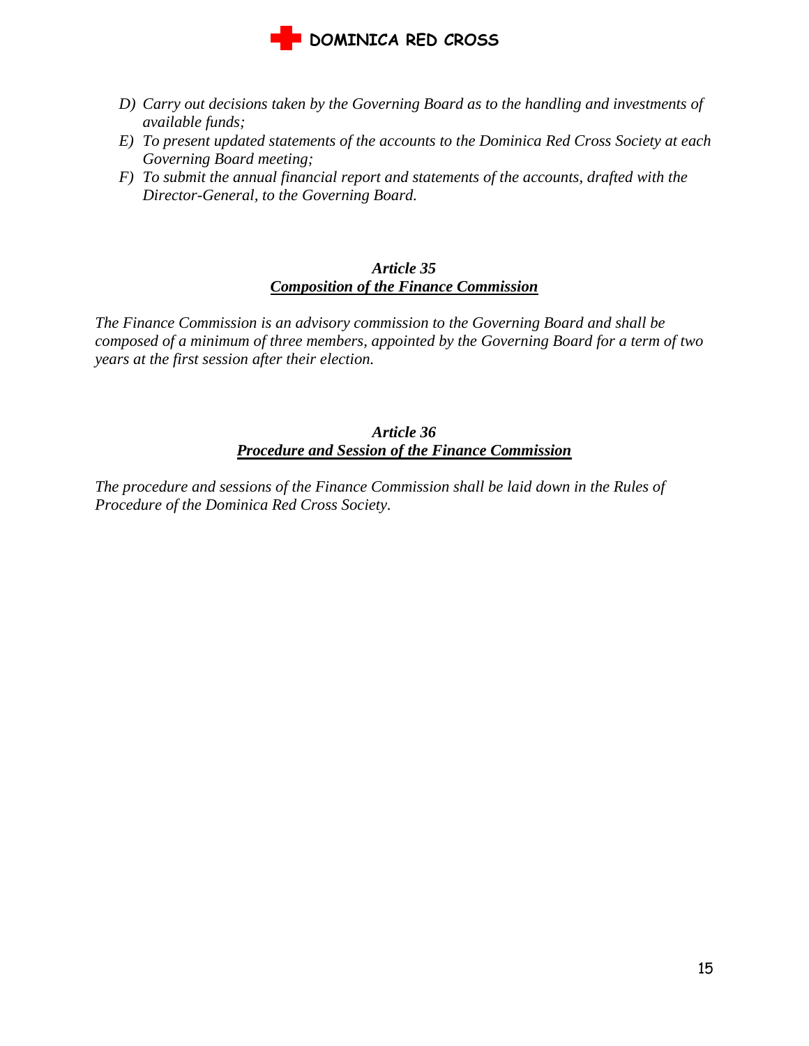D) *Carry out decisions taken by the Governing Board as to the handling and investments of available funds;*
E) *To present updated statements of the accounts to the Dominica Red Cross Society at each Governing Board meeting;*
F) *To submit the annual financial report and statements of the accounts, drafted with the Director-General, to the Governing Board.*

### *Article 35*
### ***Composition of the Finance Commission***

*The Finance Commission is an advisory commission to the Governing Board and shall be composed of a minimum of three members, appointed by the Governing Board for a term of two years at the first session after their election.*

### *Article 36*
### ***Procedure and Session of the Finance Commission***

*The procedure and sessions of the Finance Commission shall be laid down in the Rules of Procedure of the Dominica Red Cross Society.*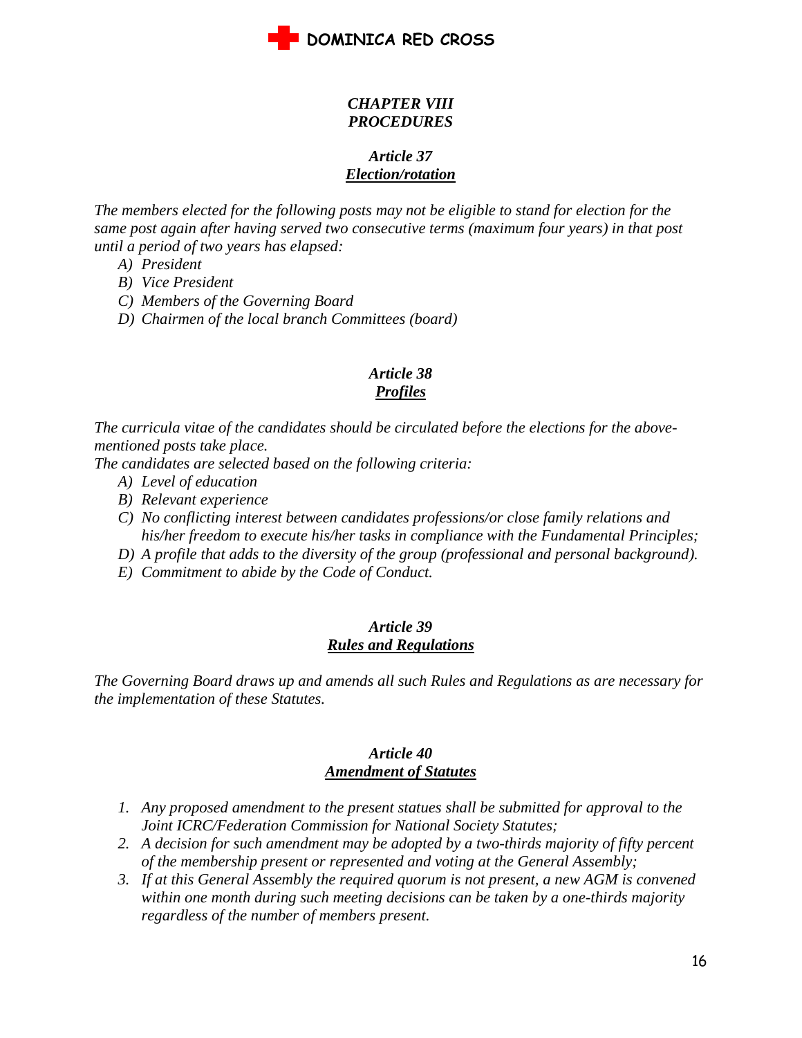## *CHAPTER VIII*
## *PROCEDURES*

### *Article 37*
### ***Election/rotation***

*The members elected for the following posts may not be eligible to stand for election for the same post again after having served two consecutive terms (maximum four years) in that post until a period of two years has elapsed:*

- *A) President*
- *B) Vice President*
- *C) Members of the Governing Board*
- *D) Chairmen of the local branch Committees (board)*

### *Article 38*
### ***Profiles***

*The curricula vitae of the candidates should be circulated before the elections for the above-mentioned posts take place.*

*The candidates are selected based on the following criteria:*

- *A) Level of education*
- *B) Relevant experience*
- *C) No conflicting interest between candidates professions/or close family relations and his/her freedom to execute his/her tasks in compliance with the Fundamental Principles;*
- *D) A profile that adds to the diversity of the group (professional and personal background).*
- *E) Commitment to abide by the Code of Conduct.*

### *Article 39*
### ***Rules and Regulations***

*The Governing Board draws up and amends all such Rules and Regulations as are necessary for the implementation of these Statutes.*

### *Article 40*
### ***Amendment of Statutes***

1. *Any proposed amendment to the present statues shall be submitted for approval to the Joint ICRC/Federation Commission for National Society Statutes;*
2. *A decision for such amendment may be adopted by a two-thirds majority of fifty percent of the membership present or represented and voting at the General Assembly;*
3. *If at this General Assembly the required quorum is not present, a new AGM is convened within one month during such meeting decisions can be taken by a one-thirds majority regardless of the number of members present.*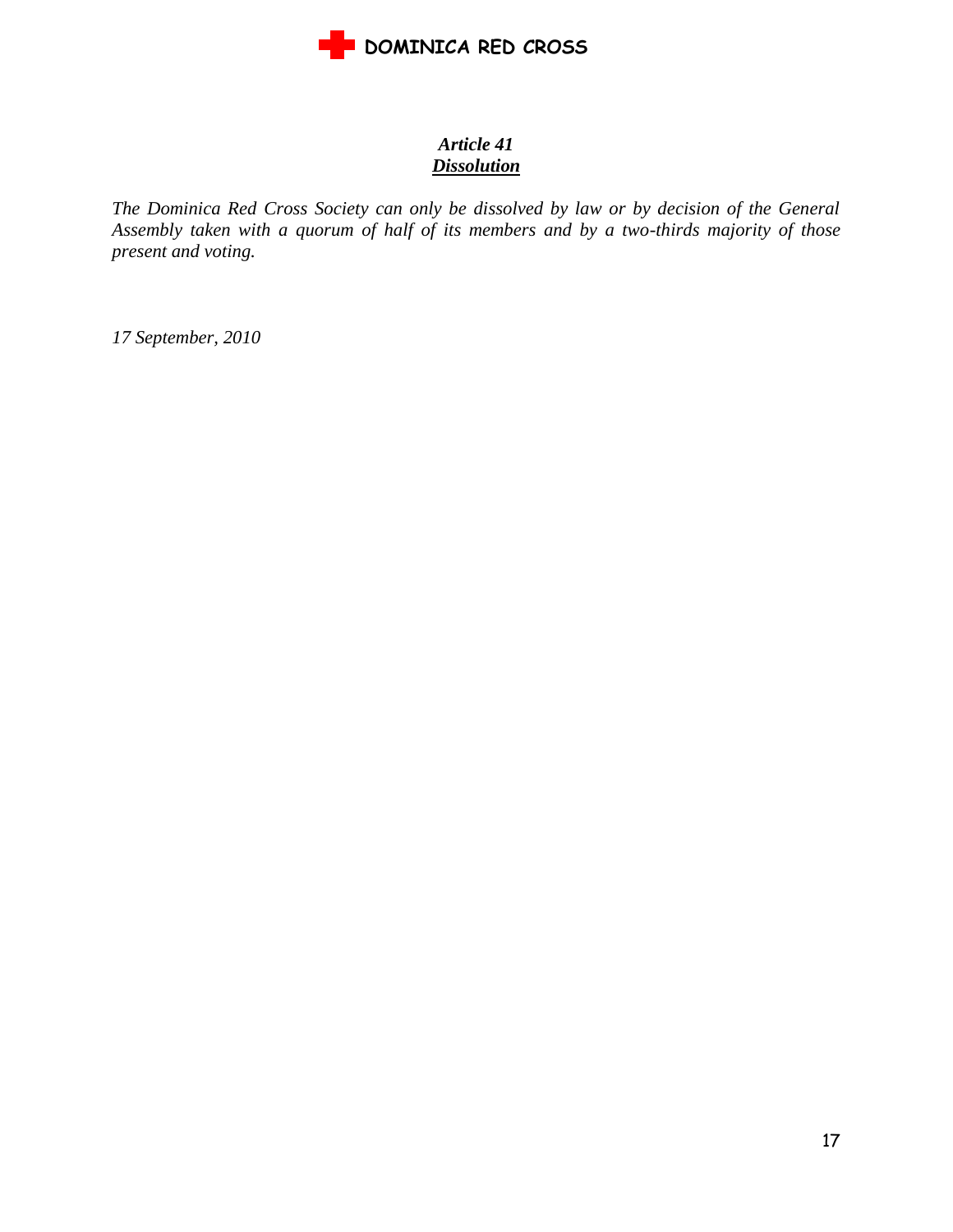### *Article 41*
### ***Dissolution***

*The Dominica Red Cross Society can only be dissolved by law or by decision of the General Assembly taken with a quorum of half of its members and by a two-thirds majority of those present and voting.*

*17 September, 2010*